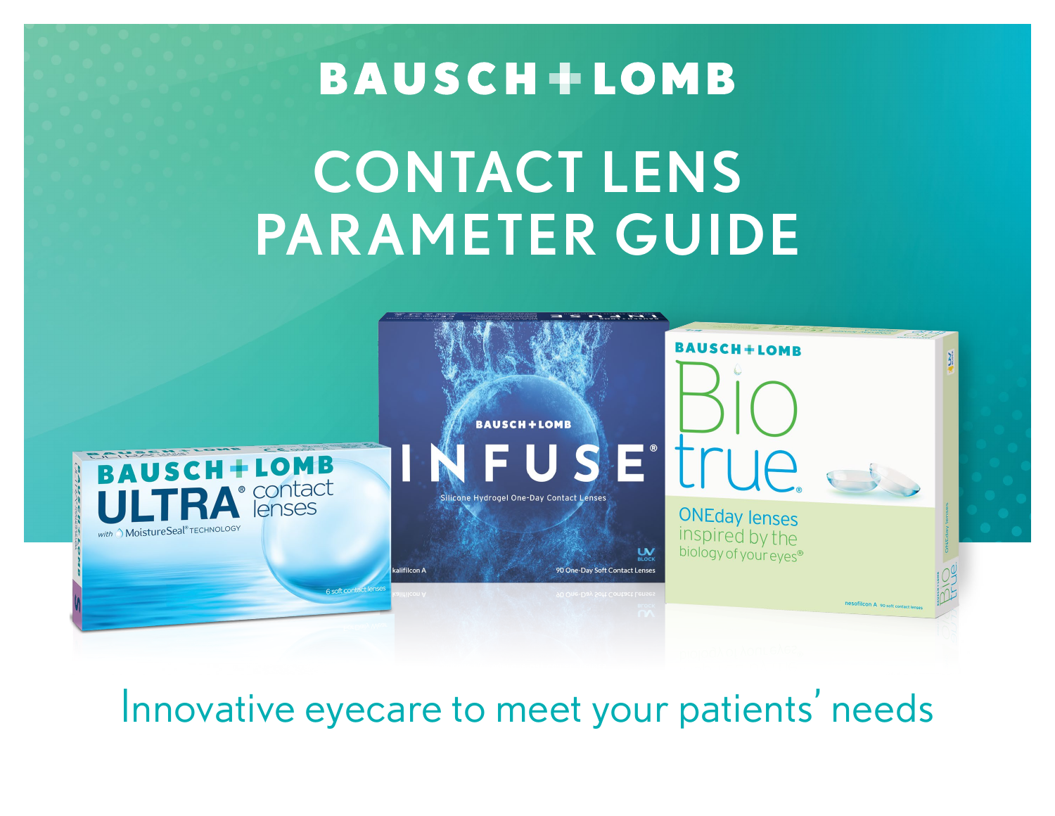BAUSCH + LOMB

# CONTACT LENS PARAMETER GUIDE

Innovative eyecare to meet your patients' needs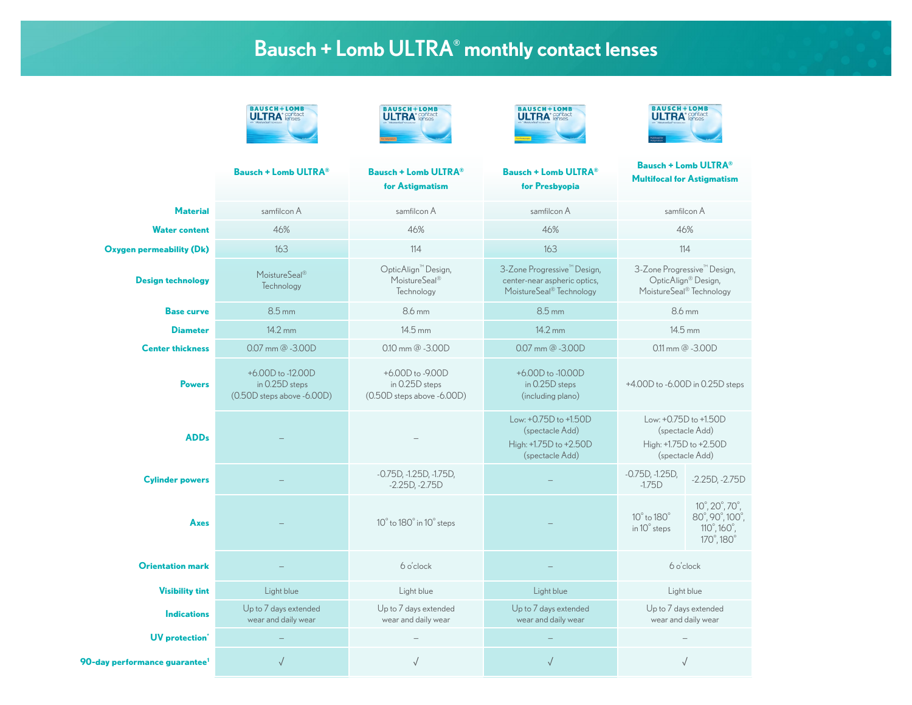# Bausch + Lomb ULTRA® monthly contact lenses

| | Bausch + Lomb ULTRA® | Bausch + Lomb ULTRA® for Astigmatism | Bausch + Lomb ULTRA® for Presbyopia | Bausch + Lomb ULTRA® Multifocal for Astigmatism | |
|---|---|---|---|---|---|
| **Material** | samfilcon A | samfilcon A | samfilcon A | samfilcon A | |
| **Water content** | 46% | 46% | 46% | 46% | |
| **Oxygen permeability (Dk)** | 163 | 114 | 163 | 114 | |
| **Design technology** | MoistureSeal® Technology | OpticAlign™ Design, MoistureSeal® Technology | 3-Zone Progressive™ Design, center-near aspheric optics, MoistureSeal® Technology | 3-Zone Progressive™ Design, OpticAlign® Design, MoistureSeal® Technology | |
| **Base curve** | 8.5 mm | 8.6 mm | 8.5 mm | 8.6 mm | |
| **Diameter** | 14.2 mm | 14.5 mm | 14.2 mm | 14.5 mm | |
| **Center thickness** | 0.07 mm @ -3.00D | 0.10 mm @ -3.00D | 0.07 mm @ -3.00D | 0.11 mm @ -3.00D | |
| **Powers** | +6.00D to -12.00D in 0.25D steps (0.50D steps above -6.00D) | +6.00D to -9.00D in 0.25D steps (0.50D steps above -6.00D) | +6.00D to -10.00D in 0.25D steps (including plano) | +4.00D to -6.00D in 0.25D steps | |
| **ADDs** | – | – | Low: +0.75D to +1.50D (spectacle Add) High: +1.75D to +2.50D (spectacle Add) | Low: +0.75D to +1.50D (spectacle Add) High: +1.75D to +2.50D (spectacle Add) | |
| **Cylinder powers** | – | -0.75D, -1.25D, -1.75D, -2.25D, -2.75D | – | -0.75D, -1.25D, -1.75D | -2.25D, -2.75D |
| **Axes** | – | 10° to 180° in 10° steps | – | 10° to 180° in 10° steps | 10°, 20°, 70°, 80°, 90°, 100°, 110°, 160°, 170°, 180° |
| **Orientation mark** | – | 6 o'clock | – | 6 o'clock | |
| **Visibility tint** | Light blue | Light blue | Light blue | Light blue | |
| **Indications** | Up to 7 days extended wear and daily wear | Up to 7 days extended wear and daily wear | Up to 7 days extended wear and daily wear | Up to 7 days extended wear and daily wear | |
| **UV protection*** | – | – | – | – | |
| **90-day performance guarantee[1]** | √ | √ | √ | √ | |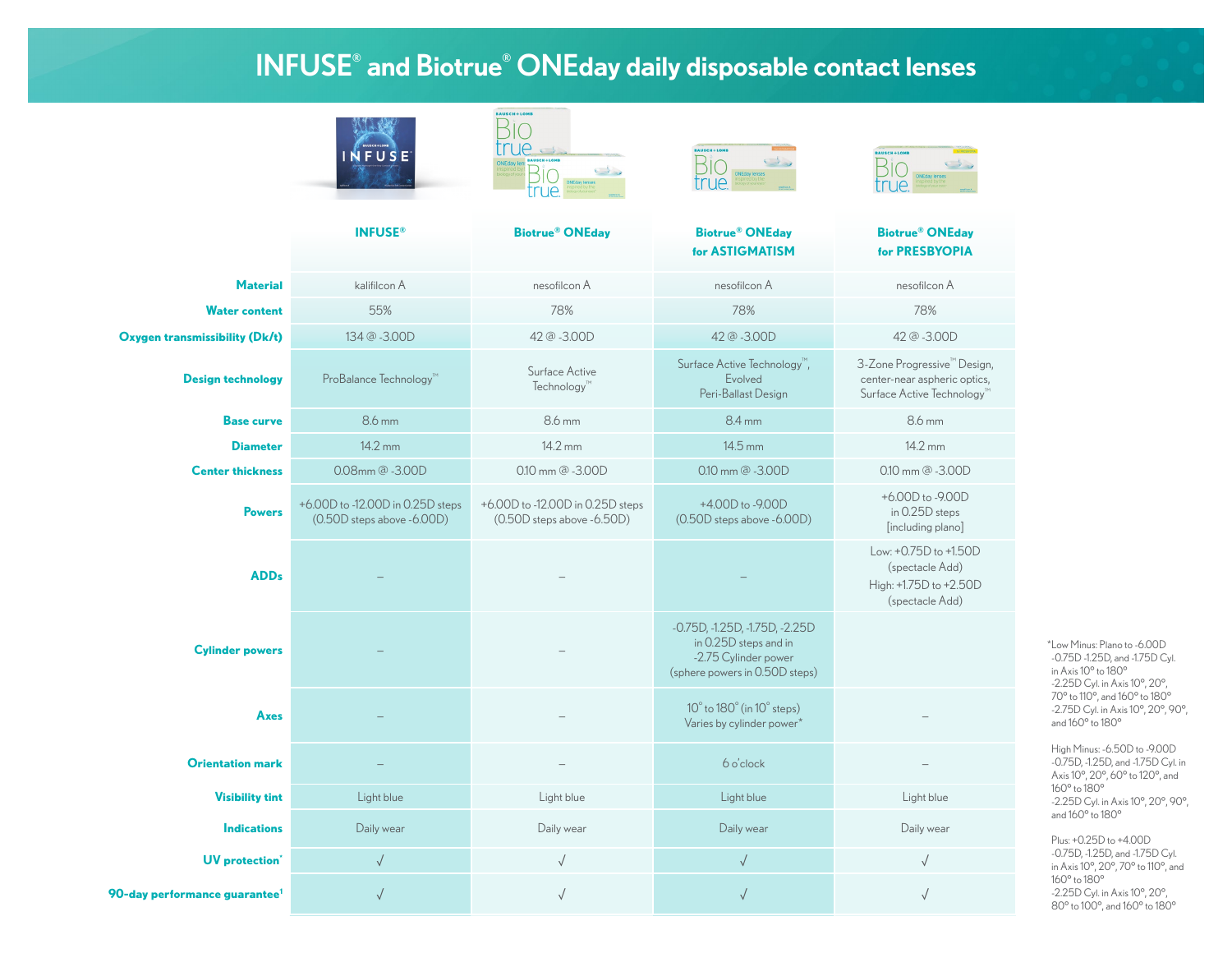# INFUSE® and Biotrue® ONEday daily disposable contact lenses

| | INFUSE® | Biotrue® ONEday | Biotrue® ONEday for ASTIGMATISM | Biotrue® ONEday for PRESBYOPIA |
|---|---|---|---|---|
| **Material** | kalifilcon A | nesofilcon A | nesofilcon A | nesofilcon A |
| **Water content** | 55% | 78% | 78% | 78% |
| **Oxygen transmissibility (Dk/t)** | 134 @ -3.00D | 42 @ -3.00D | 42 @ -3.00D | 42 @ -3.00D |
| **Design technology** | ProBalance Technology™ | Surface Active Technology™ | Surface Active Technology™, Evolved Peri-Ballast Design | 3-Zone Progressive™ Design, center-near aspheric optics, Surface Active Technology™ |
| **Base curve** | 8.6 mm | 8.6 mm | 8.4 mm | 8.6 mm |
| **Diameter** | 14.2 mm | 14.2 mm | 14.5 mm | 14.2 mm |
| **Center thickness** | 0.08mm @ -3.00D | 0.10 mm @ -3.00D | 0.10 mm @ -3.00D | 0.10 mm @ -3.00D |
| **Powers** | +6.00D to -12.00D in 0.25D steps (0.50D steps above -6.00D) | +6.00D to -12.00D in 0.25D steps (0.50D steps above -6.50D) | +4.00D to -9.00D (0.50D steps above -6.00D) | +6.00D to -9.00D in 0.25D steps [including plano] |
| **ADDs** | – | – | – | Low: +0.75D to +1.50D (spectacle Add) High: +1.75D to +2.50D (spectacle Add) |
| **Cylinder powers** | – | – | -0.75D, -1.25D, -1.75D, -2.25D in 0.25D steps and in -2.75 Cylinder power (sphere powers in 0.50D steps) | |
| **Axes** | – | – | 10° to 180° (in 10° steps) Varies by cylinder power* | – |
| **Orientation mark** | – | – | 6 o'clock | – |
| **Visibility tint** | Light blue | Light blue | Light blue | Light blue |
| **Indications** | Daily wear | Daily wear | Daily wear | Daily wear |
| **UV protection*** | √ | √ | √ | √ |
| **90-day performance guarantee[1]** | √ | √ | √ | √ |

*Low Minus: Plano to -6.00D
-0.75D -1.25D, and -1.75D Cyl. in Axis 10° to 180°
-2.25D Cyl. in Axis 10°, 20°, 70° to 110°, and 160° to 180°
-2.75D Cyl. in Axis 10°, 20°, 90°, and 160° to 180°

High Minus: -6.50D to -9.00D
-0.75D, -1.25D, and -1.75D Cyl. in Axis 10°, 20°, 60° to 120°, and 160° to 180°
-2.25D Cyl. in Axis 10°, 20°, 90°, and 160° to 180°

Plus: +0.25D to +4.00D
-0.75D, -1.25D, and -1.75D Cyl. in Axis 10°, 20°, 70° to 110°, and 160° to 180°
-2.25D Cyl. in Axis 10°, 20°, 80° to 100°, and 160° to 180°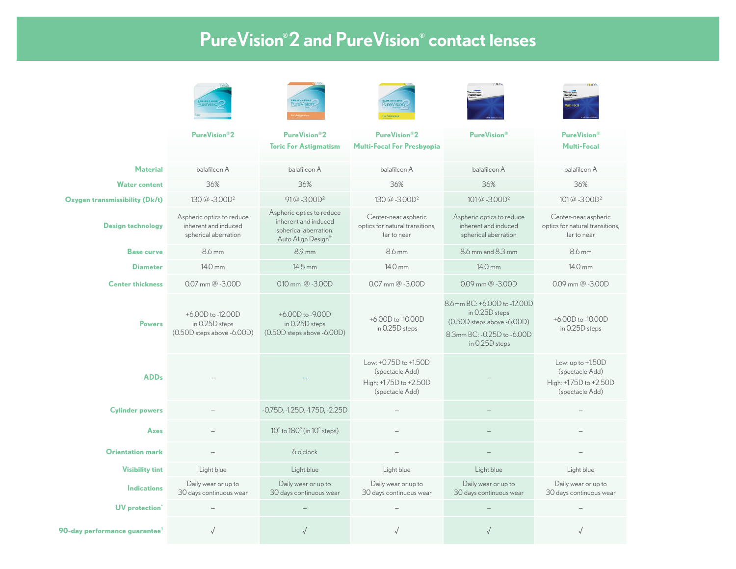# PureVision® 2 and PureVision® contact lenses

| | PureVision®2 | PureVision®2 Toric For Astigmatism | PureVision®2 Multi-Focal For Presbyopia | PureVision® | PureVision® Multi-Focal |
|---|---|---|---|---|---|
| **Material** | balafilcon A | balafilcon A | balafilcon A | balafilcon A | balafilcon A |
| **Water content** | 36% | 36% | 36% | 36% | 36% |
| **Oxygen transmissibility (Dk/t)** | 130 @ -3.00D[2] | 91 @ -3.00D[2] | 130 @ -3.00D[2] | 101 @ -3.00D[2] | 101 @ -3.00D[2] |
| **Design technology** | Aspheric optics to reduce inherent and induced spherical aberration | Aspheric optics to reduce inherent and induced spherical aberration. Auto Align Design™ | Center-near aspheric optics for natural transitions, far to near | Aspheric optics to reduce inherent and induced spherical aberration | Center-near aspheric optics for natural transitions, far to near |
| **Base curve** | 8.6 mm | 8.9 mm | 8.6 mm | 8.6 mm and 8.3 mm | 8.6 mm |
| **Diameter** | 14.0 mm | 14.5 mm | 14.0 mm | 14.0 mm | 14.0 mm |
| **Center thickness** | 0.07 mm @ -3.00D | 0.10 mm @ -3.00D | 0.07 mm @ -3.00D | 0.09 mm @ -3.00D | 0.09 mm @ -3.00D |
| **Powers** | +6.00D to -12.00D in 0.25D steps (0.50D steps above -6.00D) | +6.00D to -9.00D in 0.25D steps (0.50D steps above -6.00D) | +6.00D to -10.00D in 0.25D steps | 8.6mm BC: +6.00D to -12.00D in 0.25D steps (0.50D steps above -6.00D) 8.3mm BC: -0.25D to -6.00D in 0.25D steps | +6.00D to -10.00D in 0.25D steps |
| **ADDs** | – | – | Low: +0.75D to +1.50D (spectacle Add) High: +1.75D to +2.50D (spectacle Add) | – | Low: up to +1.50D (spectacle Add) High: +1.75D to +2.50D (spectacle Add) |
| **Cylinder powers** | – | -0.75D, -1.25D, -1.75D, -2.25D | – | – | – |
| **Axes** | – | 10° to 180° (in 10° steps) | – | – | – |
| **Orientation mark** | – | 6 o'clock | – | – | – |
| **Visibility tint** | Light blue | Light blue | Light blue | Light blue | Light blue |
| **Indications** | Daily wear or up to 30 days continuous wear | Daily wear or up to 30 days continuous wear | Daily wear or up to 30 days continuous wear | Daily wear or up to 30 days continuous wear | Daily wear or up to 30 days continuous wear |
| **UV protection*** | – | – | – | – | – |
| **90-day performance guarantee[1]** | √ | √ | √ | √ | √ |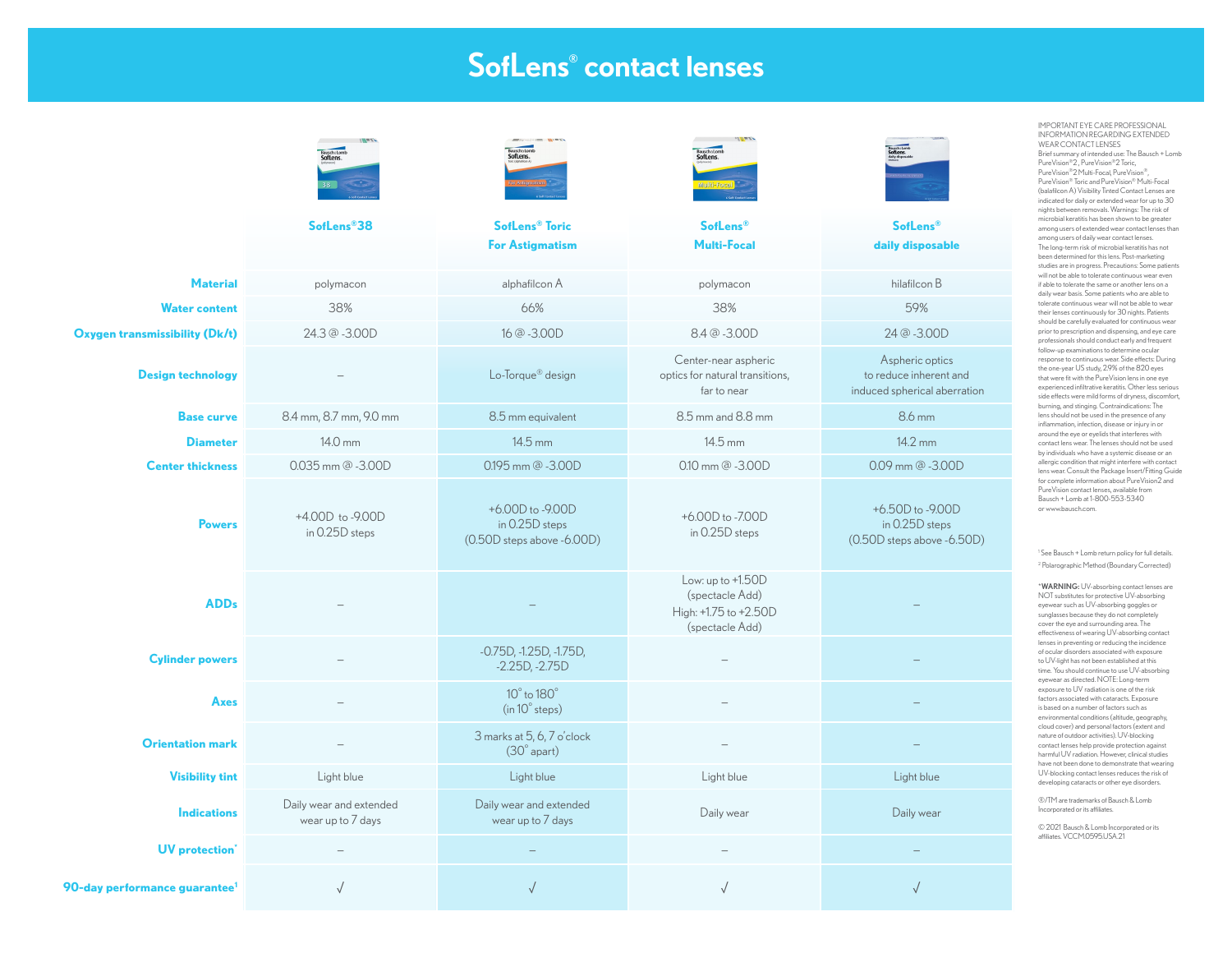# SofLens® contact lenses

| | SofLens®38 | SofLens® Toric For Astigmatism | SofLens® Multi-Focal | SofLens® daily disposable |
|---|---|---|---|---|
| **Material** | polymacon | alphafilcon A | polymacon | hilafilcon B |
| **Water content** | 38% | 66% | 38% | 59% |
| **Oxygen transmissibility (Dk/t)** | 24.3 @ -3.00D | 16 @ -3.00D | 8.4 @ -3.00D | 24 @ -3.00D |
| **Design technology** | – | Lo-Torque® design | Center-near aspheric optics for natural transitions, far to near | Aspheric optics to reduce inherent and induced spherical aberration |
| **Base curve** | 8.4 mm, 8.7 mm, 9.0 mm | 8.5 mm equivalent | 8.5 mm and 8.8 mm | 8.6 mm |
| **Diameter** | 14.0 mm | 14.5 mm | 14.5 mm | 14.2 mm |
| **Center thickness** | 0.035 mm @ -3.00D | 0.195 mm @ -3.00D | 0.10 mm @ -3.00D | 0.09 mm @ -3.00D |
| **Powers** | +4.00D to -9.00D in 0.25D steps | +6.00D to -9.00D in 0.25D steps (0.50D steps above -6.00D) | +6.00D to -7.00D in 0.25D steps | +6.50D to -9.00D in 0.25D steps (0.50D steps above -6.50D) |
| **ADDs** | – | – | Low: up to +1.50D (spectacle Add) High: +1.75 to +2.50D (spectacle Add) | – |
| **Cylinder powers** | – | -0.75D, -1.25D, -1.75D, -2.25D, -2.75D | – | – |
| **Axes** | – | 10° to 180° (in 10° steps) | – | – |
| **Orientation mark** | – | 3 marks at 5, 6, 7 o'clock (30° apart) | – | – |
| **Visibility tint** | Light blue | Light blue | Light blue | Light blue |
| **Indications** | Daily wear and extended wear up to 7 days | Daily wear and extended wear up to 7 days | Daily wear | Daily wear |
| **UV protection*** | – | – | – | – |
| **90-day performance guarantee[1]** | √ | √ | √ | √ |

IMPORTANT EYE CARE PROFESSIONAL INFORMATION REGARDING EXTENDED WEAR CONTACT LENSES

Brief summary of intended use: The Bausch + Lomb PureVision®2, PureVision®2 Toric, PureVision®2 Multi-Focal, PureVision®, PureVision® Toric and PureVision® Multi-Focal (balafilcon A) Visibility Tinted Contact Lenses are indicated for daily or extended wear for up to 30 nights between removals. Warnings: The risk of microbial keratitis has been shown to be greater among users of extended wear contact lenses than among users of daily wear contact lenses. The long-term risk of microbial keratitis has not been determined for this lens. Post-marketing studies are in progress. Precautions: Some patients will not be able to tolerate continuous wear even if able to tolerate the same or another lens on a daily wear basis. Some patients who are able to tolerate continuous wear will not be able to wear their lenses continuously for 30 nights. Patients should be carefully evaluated for continuous wear prior to prescription and dispensing, and eye care professionals should conduct early and frequent follow-up examinations to determine ocular response to continuous wear. Side effects: During the one-year US study, 2.9% of the 820 eyes that were fit with the PureVision lens in one eye experienced infiltrative keratitis. Other less serious side effects were mild forms of dryness, discomfort, burning, and stinging. Contraindications: The lens should not be used in the presence of any inflammation, infection, disease or injury in or around the eye or eyelids that interferes with contact lens wear. The lenses should not be used by individuals who have a systemic disease or an allergic condition that might interfere with contact lens wear. Consult the Package Insert/Fitting Guide for complete information about PureVision2 and PureVision contact lenses, available from Bausch + Lomb at 1-800-553-5340 or www.bausch.com.

[1] See Bausch + Lomb return policy for full details.

[2] Polarographic Method (Boundary Corrected)

***WARNING:** UV-absorbing contact lenses are NOT substitutes for protective UV-absorbing eyewear such as UV-absorbing goggles or sunglasses because they do not completely cover the eye and surrounding area. The effectiveness of wearing UV-absorbing contact lenses in preventing or reducing the incidence of ocular disorders associated with exposure to UV-light has not been established at this time. You should continue to use UV-absorbing eyewear as directed. NOTE: Long-term exposure to UV radiation is one of the risk factors associated with cataracts. Exposure is based on a number of factors such as environmental conditions (altitude, geography, cloud cover) and personal factors (extent and nature of outdoor activities). UV-blocking contact lenses help provide protection against harmful UV radiation. However, clinical studies have not been done to demonstrate that wearing UV-blocking contact lenses reduces the risk of developing cataracts or other eye disorders.

®/TM are trademarks of Bausch & Lomb Incorporated or its affiliates.

© 2021 Bausch & Lomb Incorporated or its affiliates. VCCM.0595.USA.21